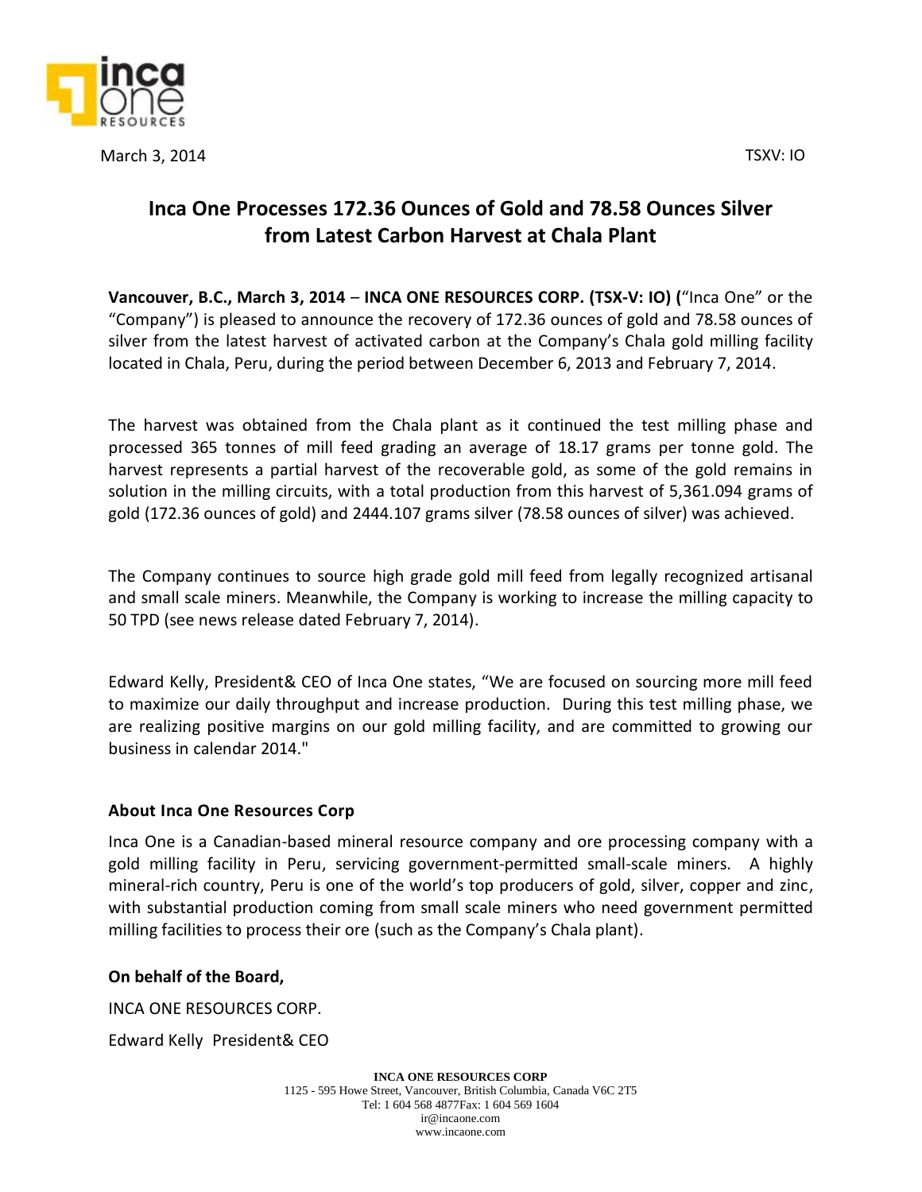March 3, 2014 TSXV: IO

# Inca One Processes 172.36 Ounces of Gold and 78.58 Ounces Silver from Latest Carbon Harvest at Chala Plant

**Vancouver, B.C., March 3, 2014** – **INCA ONE RESOURCES CORP. (TSX-V: IO) (**"Inca One" or the "Company") is pleased to announce the recovery of 172.36 ounces of gold and 78.58 ounces of silver from the latest harvest of activated carbon at the Company's Chala gold milling facility located in Chala, Peru, during the period between December 6, 2013 and February 7, 2014.

The harvest was obtained from the Chala plant as it continued the test milling phase and processed 365 tonnes of mill feed grading an average of 18.17 grams per tonne gold. The harvest represents a partial harvest of the recoverable gold, as some of the gold remains in solution in the milling circuits, with a total production from this harvest of 5,361.094 grams of gold (172.36 ounces of gold) and 2444.107 grams silver (78.58 ounces of silver) was achieved.

The Company continues to source high grade gold mill feed from legally recognized artisanal and small scale miners. Meanwhile, the Company is working to increase the milling capacity to 50 TPD (see news release dated February 7, 2014).

Edward Kelly, President& CEO of Inca One states, "We are focused on sourcing more mill feed to maximize our daily throughput and increase production. During this test milling phase, we are realizing positive margins on our gold milling facility, and are committed to growing our business in calendar 2014."

## About Inca One Resources Corp

Inca One is a Canadian-based mineral resource company and ore processing company with a gold milling facility in Peru, servicing government-permitted small-scale miners. A highly mineral-rich country, Peru is one of the world's top producers of gold, silver, copper and zinc, with substantial production coming from small scale miners who need government permitted milling facilities to process their ore (such as the Company's Chala plant).

**On behalf of the Board,**

INCA ONE RESOURCES CORP.

Edward Kelly President& CEO

**INCA ONE RESOURCES CORP**
1125 - 595 Howe Street, Vancouver, British Columbia, Canada V6C 2T5
Tel: 1 604 568 4877Fax: 1 604 569 1604
ir@incaone.com
www.incaone.com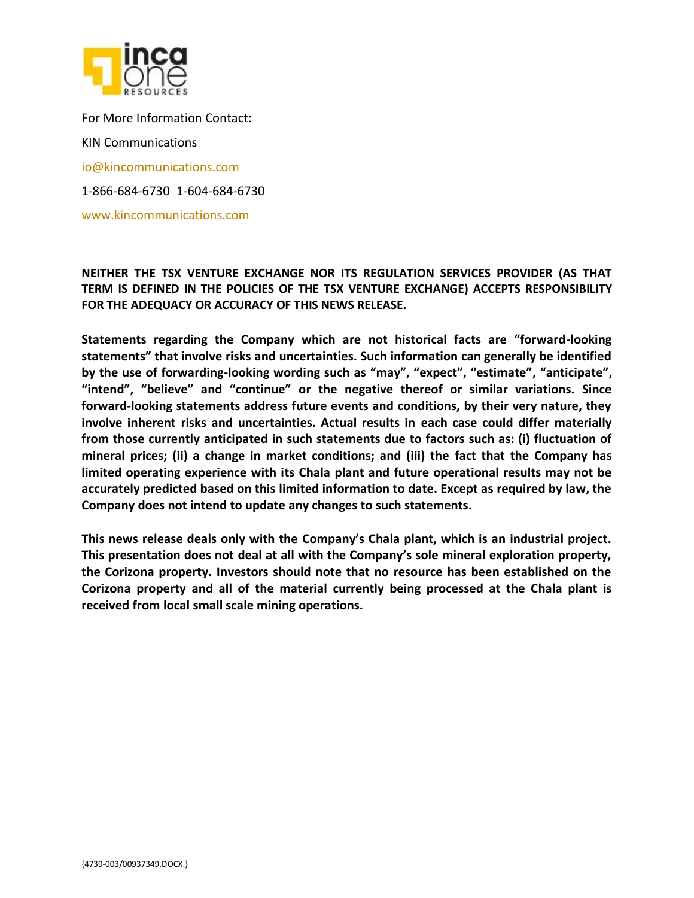For More Information Contact:

KIN Communications

io@kincommunications.com

1-866-684-6730 1-604-684-6730

www.kincommunications.com

**NEITHER THE TSX VENTURE EXCHANGE NOR ITS REGULATION SERVICES PROVIDER (AS THAT TERM IS DEFINED IN THE POLICIES OF THE TSX VENTURE EXCHANGE) ACCEPTS RESPONSIBILITY FOR THE ADEQUACY OR ACCURACY OF THIS NEWS RELEASE.**

**Statements regarding the Company which are not historical facts are "forward-looking statements" that involve risks and uncertainties. Such information can generally be identified by the use of forwarding-looking wording such as "may", "expect", "estimate", "anticipate", "intend", "believe" and "continue" or the negative thereof or similar variations. Since forward-looking statements address future events and conditions, by their very nature, they involve inherent risks and uncertainties. Actual results in each case could differ materially from those currently anticipated in such statements due to factors such as: (i) fluctuation of mineral prices; (ii) a change in market conditions; and (iii) the fact that the Company has limited operating experience with its Chala plant and future operational results may not be accurately predicted based on this limited information to date. Except as required by law, the Company does not intend to update any changes to such statements.**

**This news release deals only with the Company's Chala plant, which is an industrial project. This presentation does not deal at all with the Company's sole mineral exploration property, the Corizona property. Investors should note that no resource has been established on the Corizona property and all of the material currently being processed at the Chala plant is received from local small scale mining operations.**

{4739-003/00937349.DOCX.}